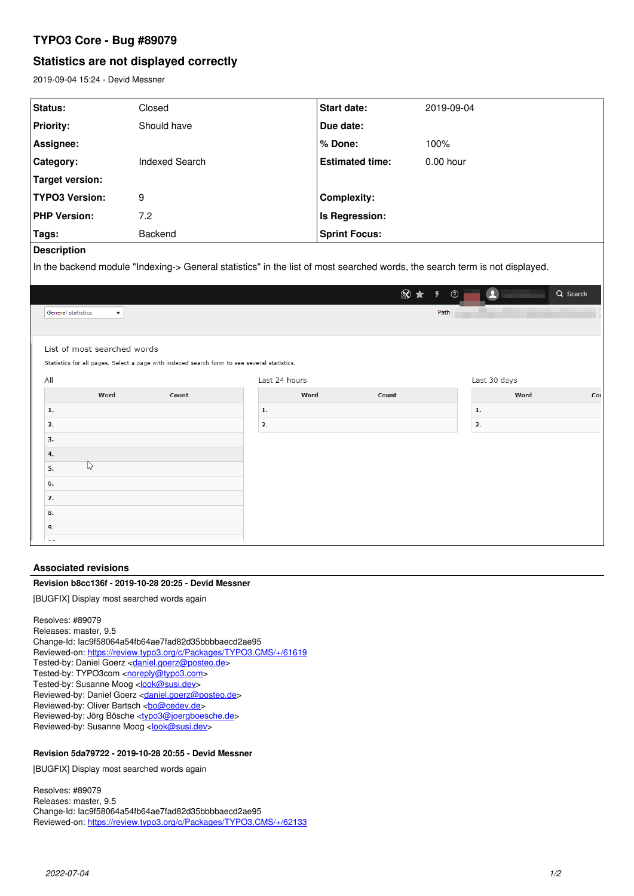# TYPO3 Core - Bug #89079

## Statistics are not displayed correctly

2019-09-04 15:24 - Devid Messner

| Status: | Closed | Start date: | 2019-09-04 |
|---|---|---|---|
| Priority: | Should have | Due date: | |
| Assignee: | | % Done: | 100% |
| Category: | Indexed Search | Estimated time: | 0.00 hour |
| Target version: | | | |
| TYPO3 Version: | 9 | Complexity: | |
| PHP Version: | 7.2 | Is Regression: | |
| Tags: | Backend | Sprint Focus: | |

**Description**

In the backend module "Indexing-> General statistics" in the list of most searched words, the search term is not displayed.

## Associated revisions

**Revision b8cc136f - 2019-10-28 20:25 - Devid Messner**

[BUGFIX] Display most searched words again

Resolves: #89079
Releases: master, 9.5
Change-Id: Iac9f58064a54fb64ae7fad82d35bbbbaecd2ae95
Reviewed-on: https://review.typo3.org/c/Packages/TYPO3.CMS/+/61619
Tested-by: Daniel Goerz <daniel.goerz@posteo.de>
Tested-by: TYPO3com <noreply@typo3.com>
Tested-by: Susanne Moog <look@susi.dev>
Reviewed-by: Daniel Goerz <daniel.goerz@posteo.de>
Reviewed-by: Oliver Bartsch <bo@cedev.de>
Reviewed-by: Jörg Bösche <typo3@joergboesche.de>
Reviewed-by: Susanne Moog <look@susi.dev>

**Revision 5da79722 - 2019-10-28 20:55 - Devid Messner**

[BUGFIX] Display most searched words again

Resolves: #89079
Releases: master, 9.5
Change-Id: Iac9f58064a54fb64ae7fad82d35bbbbaecd2ae95
Reviewed-on: https://review.typo3.org/c/Packages/TYPO3.CMS/+/62133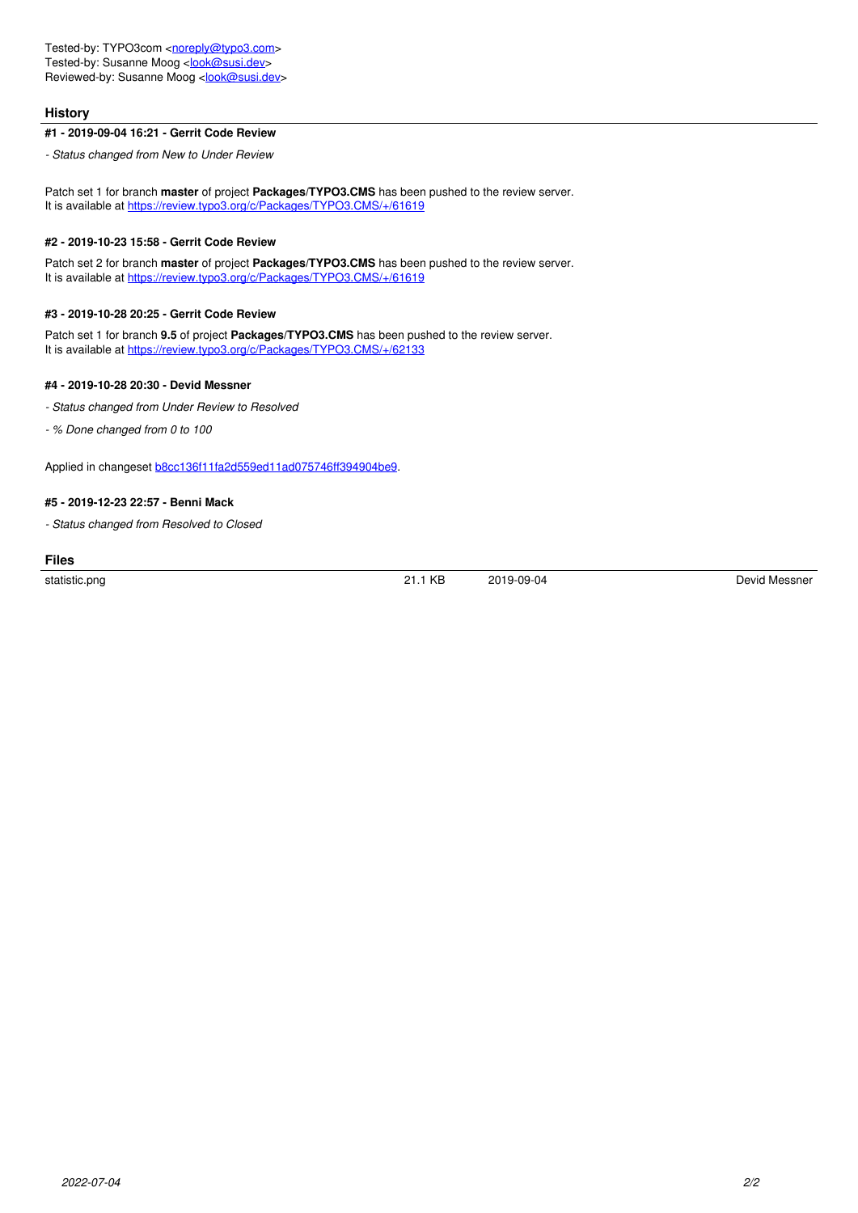Tested-by: TYPO3com <noreply@typo3.com>
Tested-by: Susanne Moog <look@susi.dev>
Reviewed-by: Susanne Moog <look@susi.dev>

## History

#### #1 - 2019-09-04 16:21 - Gerrit Code Review

- *Status changed from New to Under Review*

Patch set 1 for branch **master** of project **Packages/TYPO3.CMS** has been pushed to the review server.
It is available at https://review.typo3.org/c/Packages/TYPO3.CMS/+/61619

#### #2 - 2019-10-23 15:58 - Gerrit Code Review

Patch set 2 for branch **master** of project **Packages/TYPO3.CMS** has been pushed to the review server.
It is available at https://review.typo3.org/c/Packages/TYPO3.CMS/+/61619

#### #3 - 2019-10-28 20:25 - Gerrit Code Review

Patch set 1 for branch **9.5** of project **Packages/TYPO3.CMS** has been pushed to the review server.
It is available at https://review.typo3.org/c/Packages/TYPO3.CMS/+/62133

#### #4 - 2019-10-28 20:30 - Devid Messner

- *Status changed from Under Review to Resolved*
- *% Done changed from 0 to 100*

Applied in changeset b8cc136f11fa2d559ed11ad075746ff394904be9.

#### #5 - 2019-12-23 22:57 - Benni Mack

- *Status changed from Resolved to Closed*

## Files

| | | | |
|---|---|---|---|
| statistic.png | 21.1 KB | 2019-09-04 | Devid Messner |